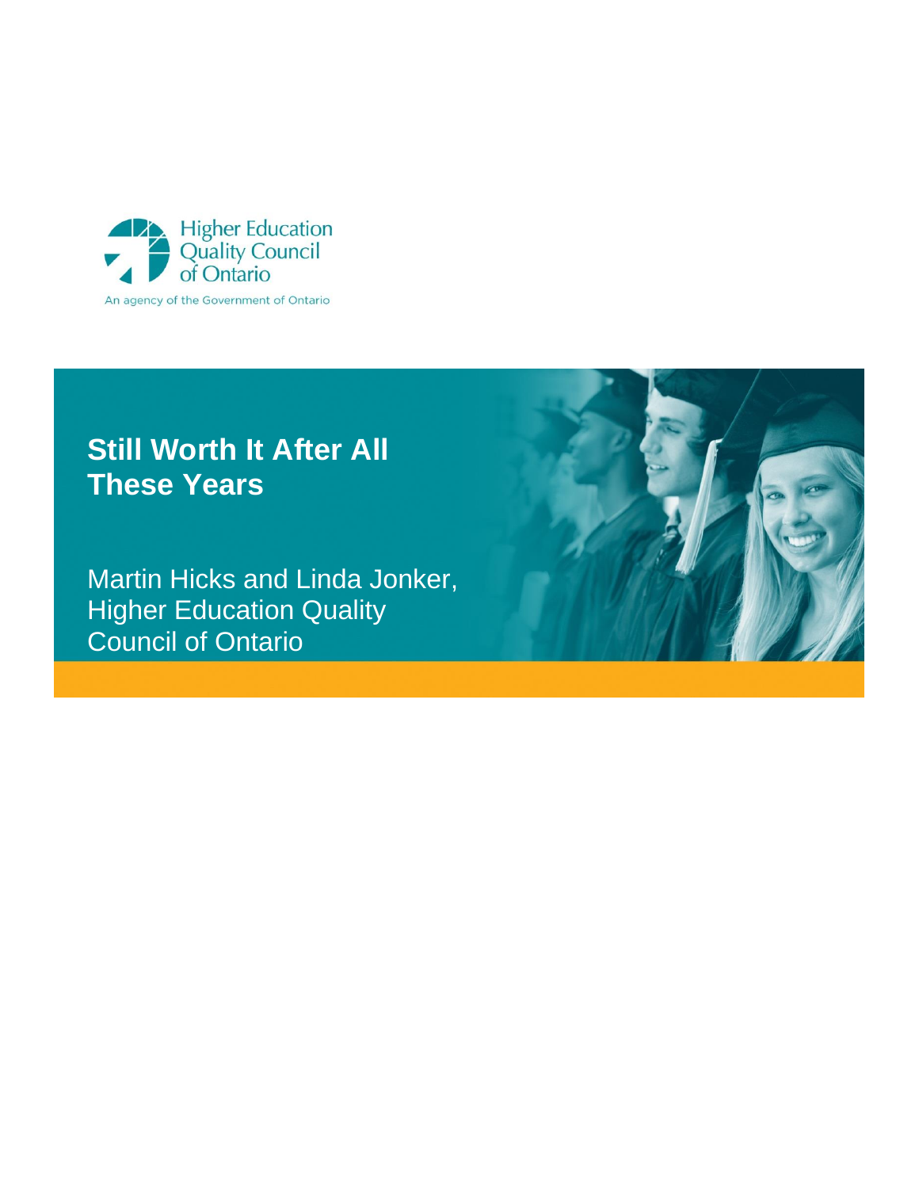Higher Education Quality Council of Ontario

An agency of the Government of Ontario

# Still Worth It After All These Years

Martin Hicks and Linda Jonker, Higher Education Quality Council of Ontario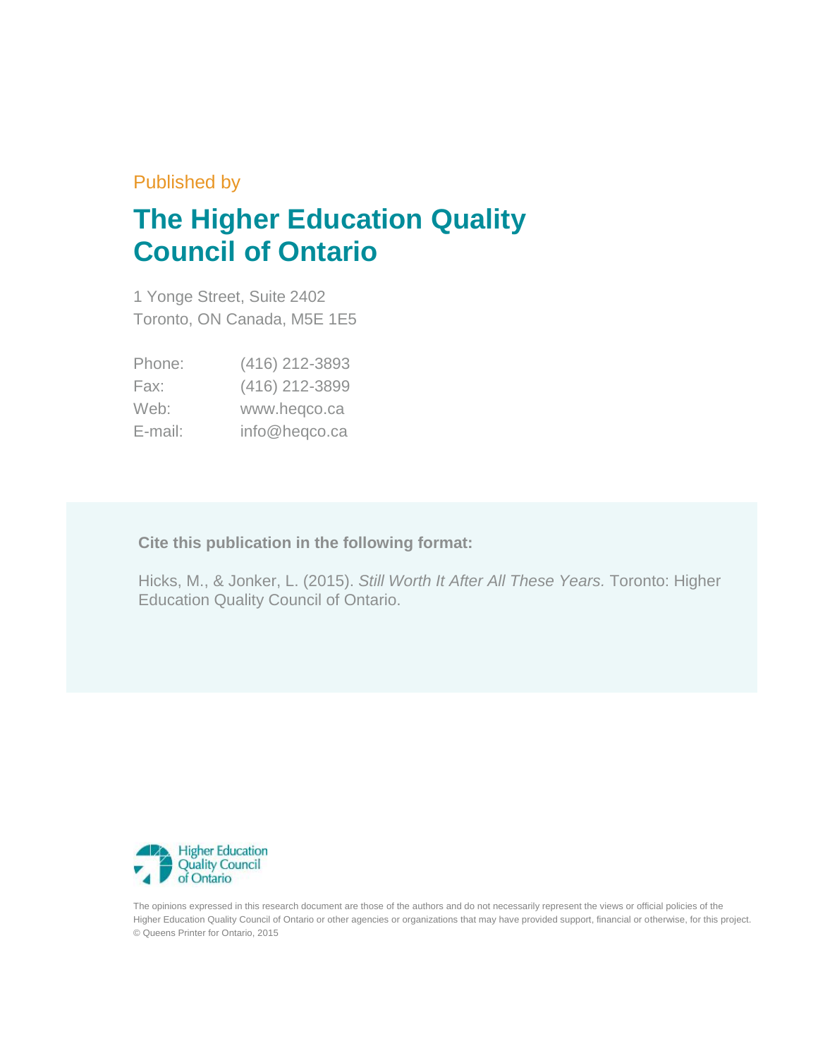Published by

# The Higher Education Quality Council of Ontario

1 Yonge Street, Suite 2402
Toronto, ON Canada, M5E 1E5

| | |
|---|---|
| Phone: | (416) 212-3893 |
| Fax: | (416) 212-3899 |
| Web: | www.heqco.ca |
| E-mail: | info@heqco.ca |

**Cite this publication in the following format:**

Hicks, M., & Jonker, L. (2015). *Still Worth It After All These Years.* Toronto: Higher Education Quality Council of Ontario.

Higher Education Quality Council of Ontario

The opinions expressed in this research document are those of the authors and do not necessarily represent the views or official policies of the Higher Education Quality Council of Ontario or other agencies or organizations that may have provided support, financial or otherwise, for this project.
© Queens Printer for Ontario, 2015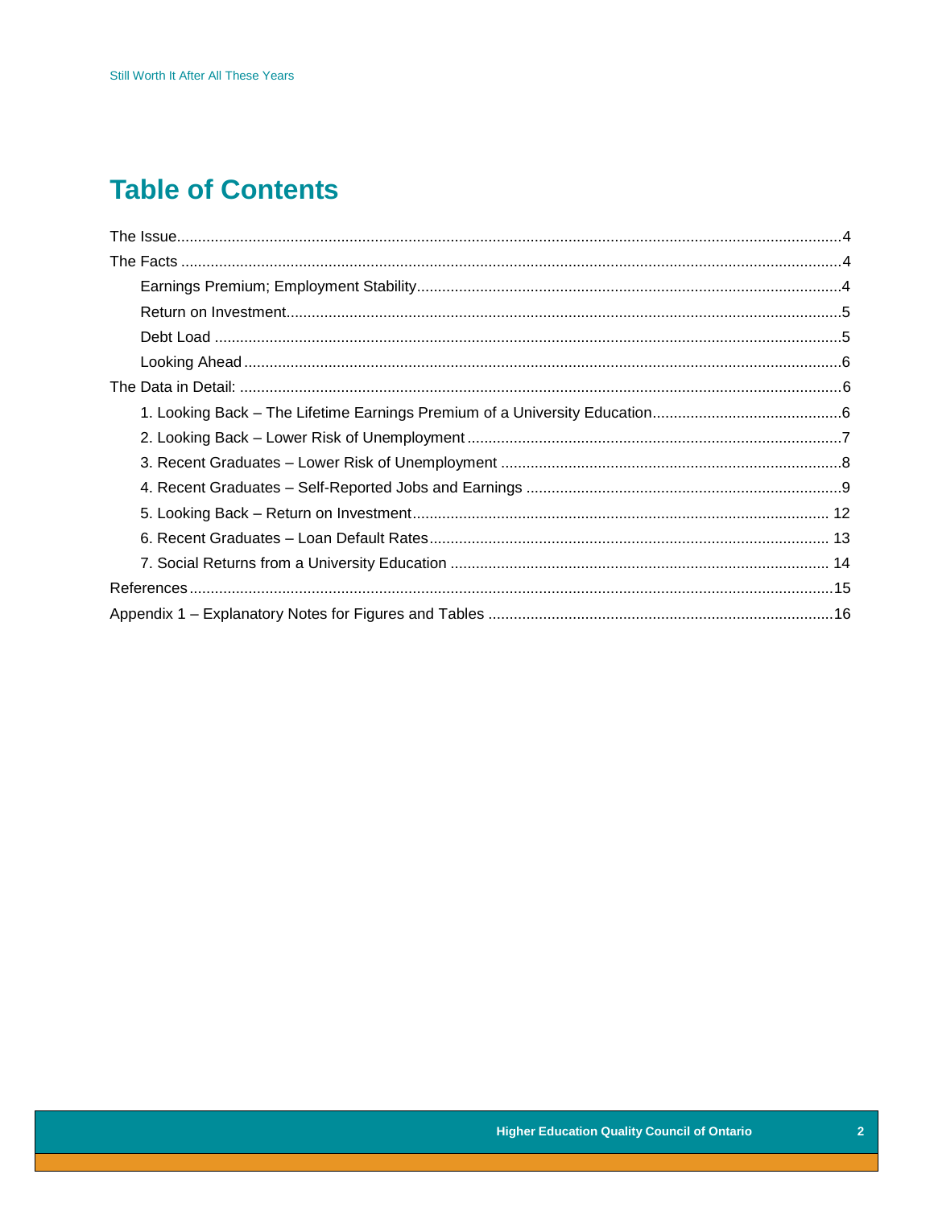# Table of Contents

The Issue....4

The Facts....4

- Earnings Premium; Employment Stability....4
- Return on Investment....5
- Debt Load....5
- Looking Ahead....6

The Data in Detail:....6

- 1. Looking Back – The Lifetime Earnings Premium of a University Education....6
- 2. Looking Back – Lower Risk of Unemployment....7
- 3. Recent Graduates – Lower Risk of Unemployment....8
- 4. Recent Graduates – Self-Reported Jobs and Earnings....9
- 5. Looking Back – Return on Investment....12
- 6. Recent Graduates – Loan Default Rates....13
- 7. Social Returns from a University Education....14

References....15

Appendix 1 – Explanatory Notes for Figures and Tables....16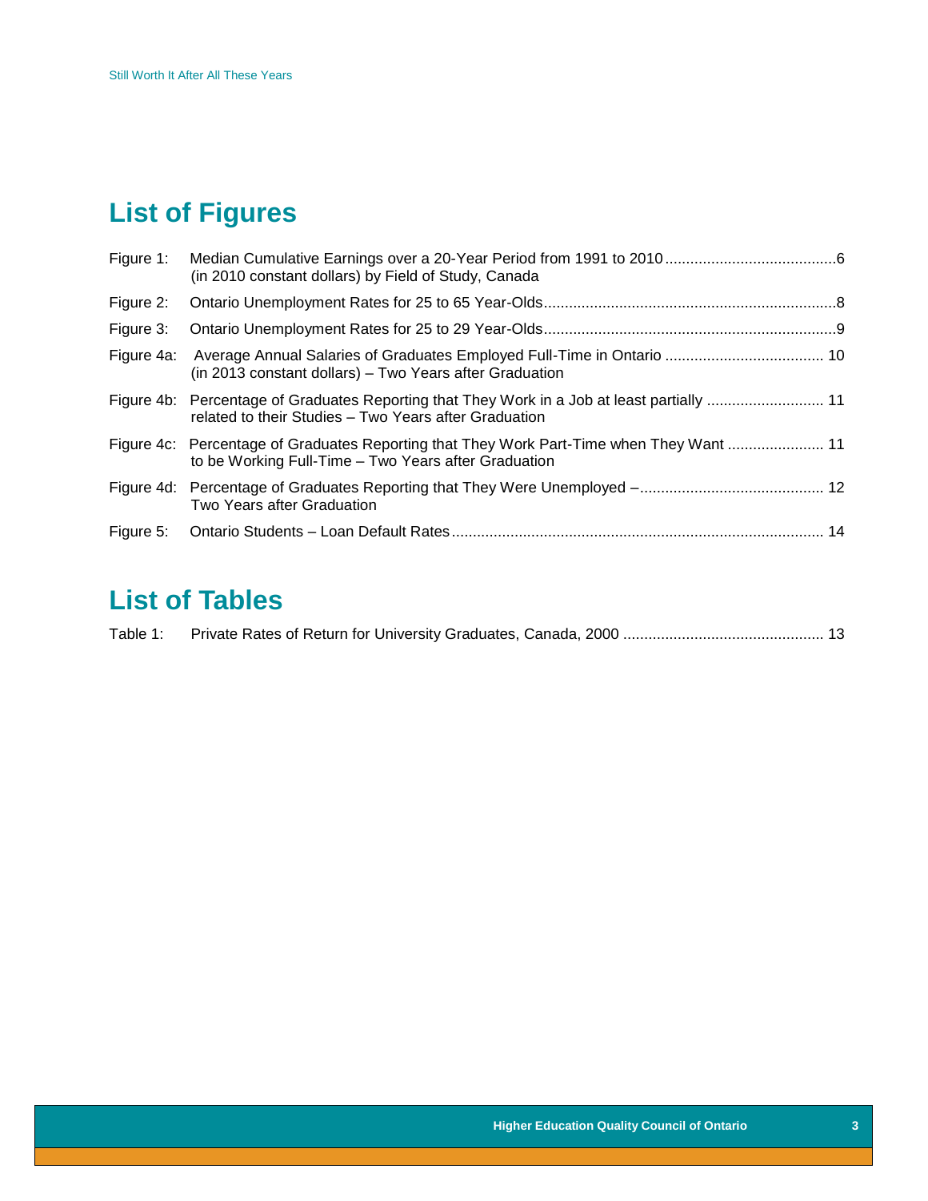## List of Figures

Figure 1: Median Cumulative Earnings over a 20-Year Period from 1991 to 2010 (in 2010 constant dollars) by Field of Study, Canada ........................................ 6

Figure 2: Ontario Unemployment Rates for 25 to 65 Year-Olds ........................................ 8

Figure 3: Ontario Unemployment Rates for 25 to 29 Year-Olds ........................................ 9

Figure 4a: Average Annual Salaries of Graduates Employed Full-Time in Ontario (in 2013 constant dollars) – Two Years after Graduation ........................................ 10

Figure 4b: Percentage of Graduates Reporting that They Work in a Job at least partially related to their Studies – Two Years after Graduation ........................................ 11

Figure 4c: Percentage of Graduates Reporting that They Work Part-Time when They Want to be Working Full-Time – Two Years after Graduation ........................................ 11

Figure 4d: Percentage of Graduates Reporting that They Were Unemployed – Two Years after Graduation ........................................ 12

Figure 5: Ontario Students – Loan Default Rates ........................................ 14

## List of Tables

Table 1: Private Rates of Return for University Graduates, Canada, 2000 ........................................ 13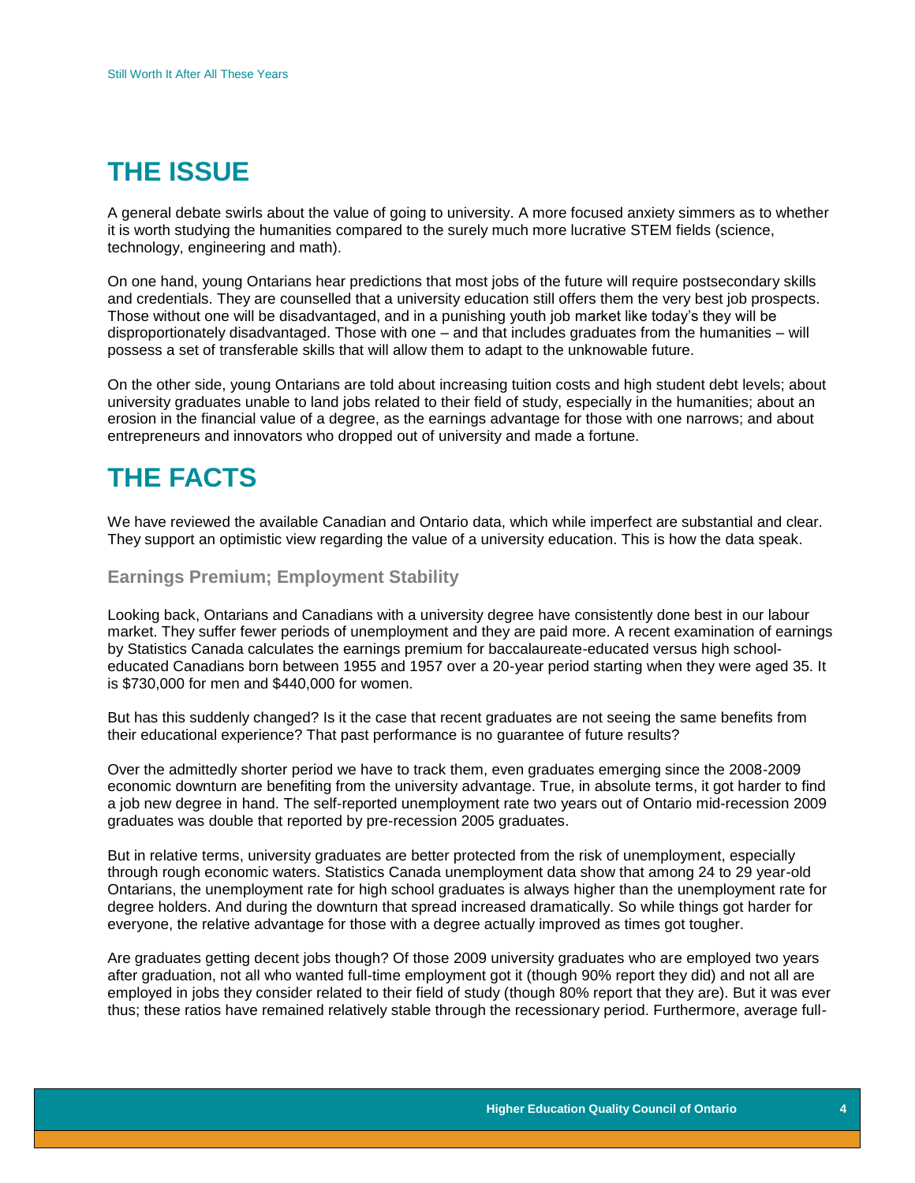# THE ISSUE

A general debate swirls about the value of going to university. A more focused anxiety simmers as to whether it is worth studying the humanities compared to the surely much more lucrative STEM fields (science, technology, engineering and math).

On one hand, young Ontarians hear predictions that most jobs of the future will require postsecondary skills and credentials. They are counselled that a university education still offers them the very best job prospects. Those without one will be disadvantaged, and in a punishing youth job market like today's they will be disproportionately disadvantaged. Those with one – and that includes graduates from the humanities – will possess a set of transferable skills that will allow them to adapt to the unknowable future.

On the other side, young Ontarians are told about increasing tuition costs and high student debt levels; about university graduates unable to land jobs related to their field of study, especially in the humanities; about an erosion in the financial value of a degree, as the earnings advantage for those with one narrows; and about entrepreneurs and innovators who dropped out of university and made a fortune.

# THE FACTS

We have reviewed the available Canadian and Ontario data, which while imperfect are substantial and clear. They support an optimistic view regarding the value of a university education. This is how the data speak.

### Earnings Premium; Employment Stability

Looking back, Ontarians and Canadians with a university degree have consistently done best in our labour market. They suffer fewer periods of unemployment and they are paid more. A recent examination of earnings by Statistics Canada calculates the earnings premium for baccalaureate-educated versus high school-educated Canadians born between 1955 and 1957 over a 20-year period starting when they were aged 35. It is $730,000 for men and $440,000 for women.

But has this suddenly changed? Is it the case that recent graduates are not seeing the same benefits from their educational experience? That past performance is no guarantee of future results?

Over the admittedly shorter period we have to track them, even graduates emerging since the 2008-2009 economic downturn are benefiting from the university advantage. True, in absolute terms, it got harder to find a job new degree in hand. The self-reported unemployment rate two years out of Ontario mid-recession 2009 graduates was double that reported by pre-recession 2005 graduates.

But in relative terms, university graduates are better protected from the risk of unemployment, especially through rough economic waters. Statistics Canada unemployment data show that among 24 to 29 year-old Ontarians, the unemployment rate for high school graduates is always higher than the unemployment rate for degree holders. And during the downturn that spread increased dramatically. So while things got harder for everyone, the relative advantage for those with a degree actually improved as times got tougher.

Are graduates getting decent jobs though? Of those 2009 university graduates who are employed two years after graduation, not all who wanted full-time employment got it (though 90% report they did) and not all are employed in jobs they consider related to their field of study (though 80% report that they are). But it was ever thus; these ratios have remained relatively stable through the recessionary period. Furthermore, average full-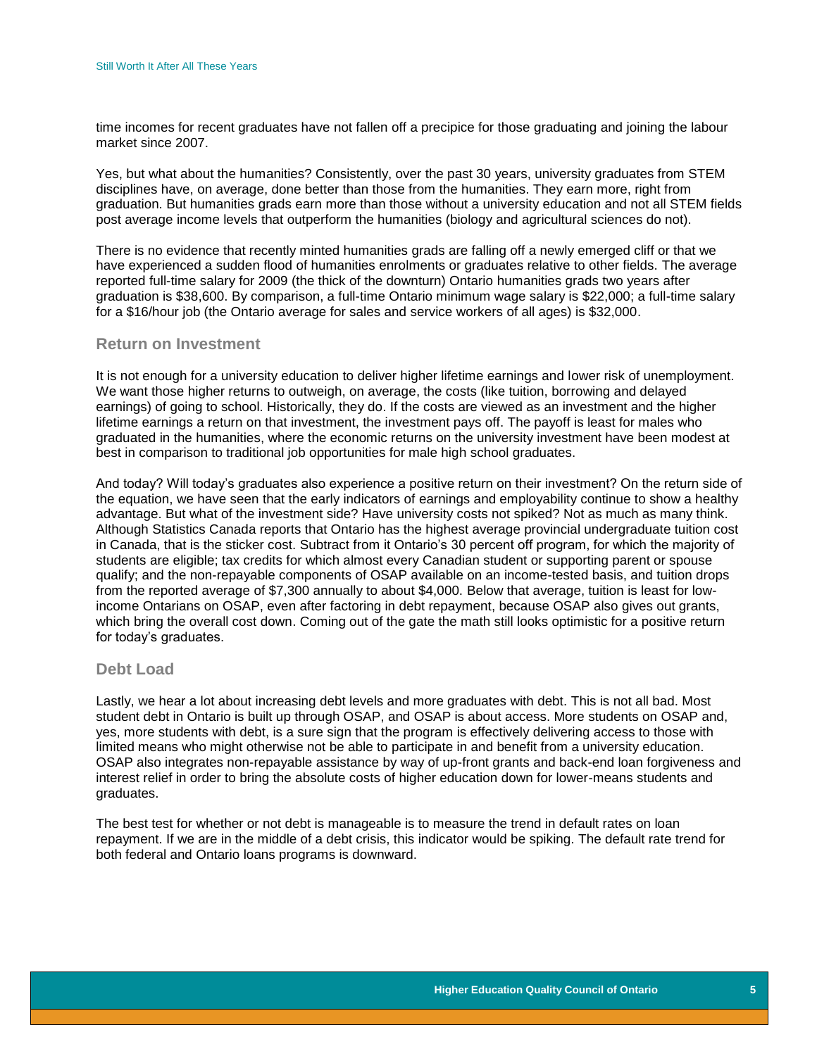time incomes for recent graduates have not fallen off a precipice for those graduating and joining the labour market since 2007.

Yes, but what about the humanities? Consistently, over the past 30 years, university graduates from STEM disciplines have, on average, done better than those from the humanities. They earn more, right from graduation. But humanities grads earn more than those without a university education and not all STEM fields post average income levels that outperform the humanities (biology and agricultural sciences do not).

There is no evidence that recently minted humanities grads are falling off a newly emerged cliff or that we have experienced a sudden flood of humanities enrolments or graduates relative to other fields. The average reported full-time salary for 2009 (the thick of the downturn) Ontario humanities grads two years after graduation is $38,600. By comparison, a full-time Ontario minimum wage salary is $22,000; a full-time salary for a $16/hour job (the Ontario average for sales and service workers of all ages) is $32,000.

## Return on Investment

It is not enough for a university education to deliver higher lifetime earnings and lower risk of unemployment. We want those higher returns to outweigh, on average, the costs (like tuition, borrowing and delayed earnings) of going to school. Historically, they do. If the costs are viewed as an investment and the higher lifetime earnings a return on that investment, the investment pays off. The payoff is least for males who graduated in the humanities, where the economic returns on the university investment have been modest at best in comparison to traditional job opportunities for male high school graduates.

And today? Will today's graduates also experience a positive return on their investment? On the return side of the equation, we have seen that the early indicators of earnings and employability continue to show a healthy advantage. But what of the investment side? Have university costs not spiked? Not as much as many think. Although Statistics Canada reports that Ontario has the highest average provincial undergraduate tuition cost in Canada, that is the sticker cost. Subtract from it Ontario's 30 percent off program, for which the majority of students are eligible; tax credits for which almost every Canadian student or supporting parent or spouse qualify; and the non-repayable components of OSAP available on an income-tested basis, and tuition drops from the reported average of $7,300 annually to about $4,000. Below that average, tuition is least for low-income Ontarians on OSAP, even after factoring in debt repayment, because OSAP also gives out grants, which bring the overall cost down. Coming out of the gate the math still looks optimistic for a positive return for today's graduates.

## Debt Load

Lastly, we hear a lot about increasing debt levels and more graduates with debt. This is not all bad. Most student debt in Ontario is built up through OSAP, and OSAP is about access. More students on OSAP and, yes, more students with debt, is a sure sign that the program is effectively delivering access to those with limited means who might otherwise not be able to participate in and benefit from a university education. OSAP also integrates non-repayable assistance by way of up-front grants and back-end loan forgiveness and interest relief in order to bring the absolute costs of higher education down for lower-means students and graduates.

The best test for whether or not debt is manageable is to measure the trend in default rates on loan repayment. If we are in the middle of a debt crisis, this indicator would be spiking. The default rate trend for both federal and Ontario loans programs is downward.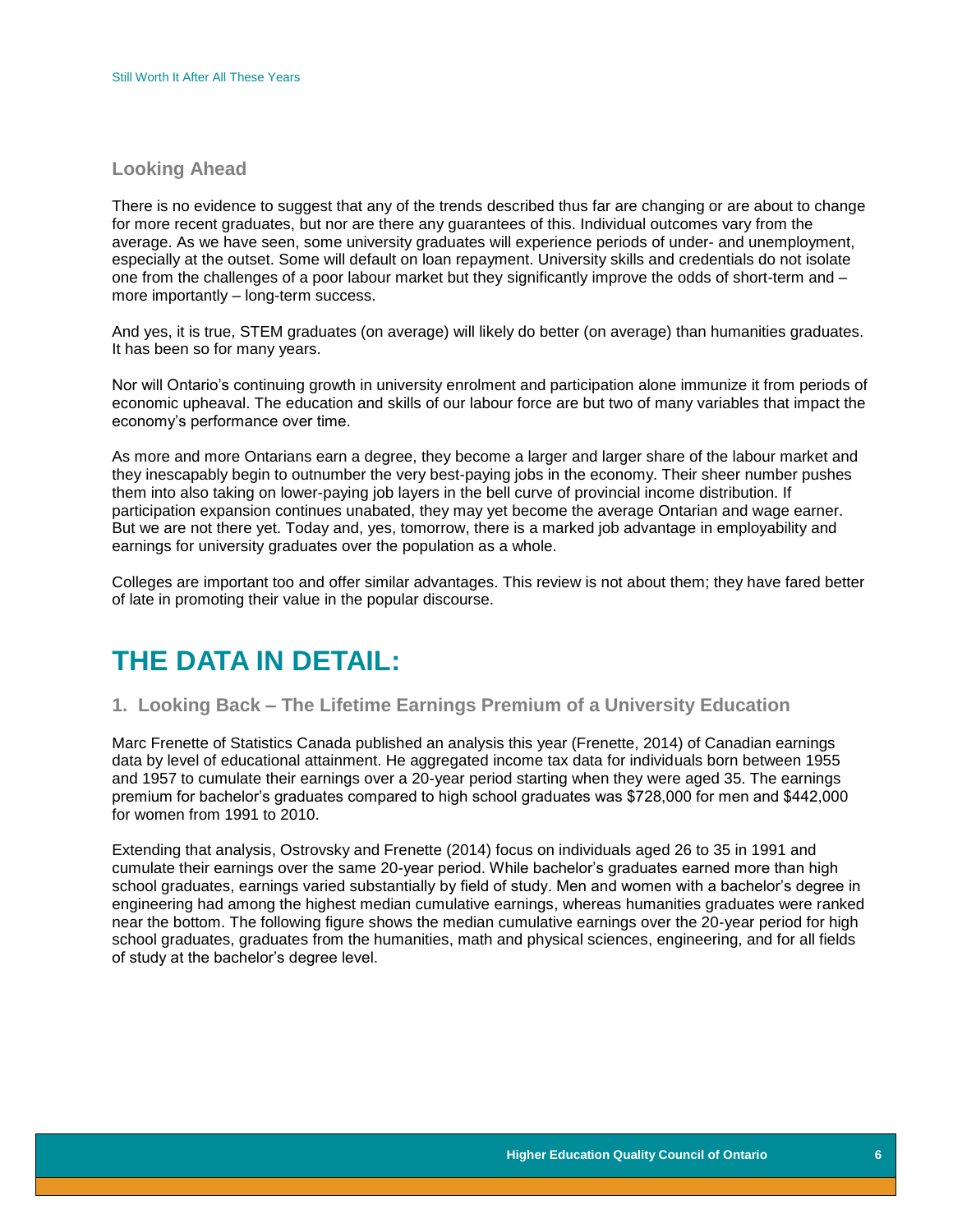### Looking Ahead

There is no evidence to suggest that any of the trends described thus far are changing or are about to change for more recent graduates, but nor are there any guarantees of this. Individual outcomes vary from the average. As we have seen, some university graduates will experience periods of under- and unemployment, especially at the outset. Some will default on loan repayment. University skills and credentials do not isolate one from the challenges of a poor labour market but they significantly improve the odds of short-term and – more importantly – long-term success.

And yes, it is true, STEM graduates (on average) will likely do better (on average) than humanities graduates. It has been so for many years.

Nor will Ontario's continuing growth in university enrolment and participation alone immunize it from periods of economic upheaval. The education and skills of our labour force are but two of many variables that impact the economy's performance over time.

As more and more Ontarians earn a degree, they become a larger and larger share of the labour market and they inescapably begin to outnumber the very best-paying jobs in the economy. Their sheer number pushes them into also taking on lower-paying job layers in the bell curve of provincial income distribution. If participation expansion continues unabated, they may yet become the average Ontarian and wage earner. But we are not there yet. Today and, yes, tomorrow, there is a marked job advantage in employability and earnings for university graduates over the population as a whole.

Colleges are important too and offer similar advantages. This review is not about them; they have fared better of late in promoting their value in the popular discourse.

# THE DATA IN DETAIL:

## 1. Looking Back – The Lifetime Earnings Premium of a University Education

Marc Frenette of Statistics Canada published an analysis this year (Frenette, 2014) of Canadian earnings data by level of educational attainment. He aggregated income tax data for individuals born between 1955 and 1957 to cumulate their earnings over a 20-year period starting when they were aged 35. The earnings premium for bachelor's graduates compared to high school graduates was $728,000 for men and $442,000 for women from 1991 to 2010.

Extending that analysis, Ostrovsky and Frenette (2014) focus on individuals aged 26 to 35 in 1991 and cumulate their earnings over the same 20-year period. While bachelor's graduates earned more than high school graduates, earnings varied substantially by field of study. Men and women with a bachelor's degree in engineering had among the highest median cumulative earnings, whereas humanities graduates were ranked near the bottom. The following figure shows the median cumulative earnings over the 20-year period for high school graduates, graduates from the humanities, math and physical sciences, engineering, and for all fields of study at the bachelor's degree level.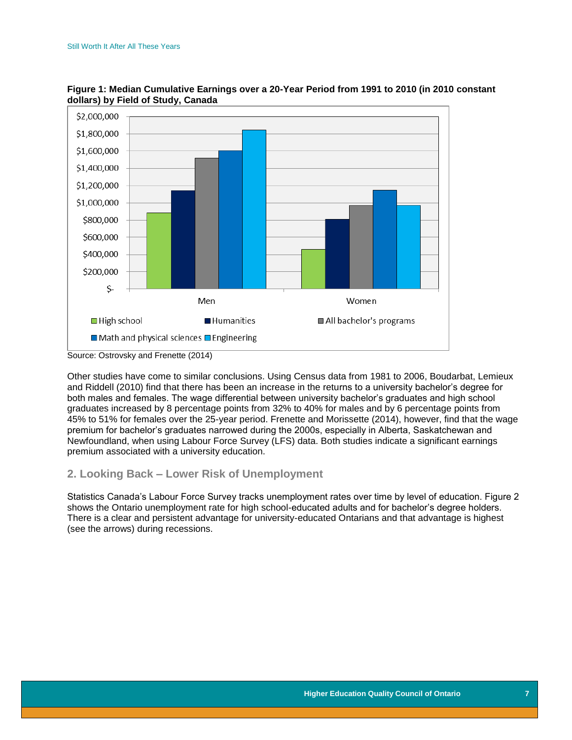**Figure 1: Median Cumulative Earnings over a 20-Year Period from 1991 to 2010 (in 2010 constant dollars) by Field of Study, Canada**

Source: Ostrovsky and Frenette (2014)

Other studies have come to similar conclusions. Using Census data from 1981 to 2006, Boudarbat, Lemieux and Riddell (2010) find that there has been an increase in the returns to a university bachelor's degree for both males and females. The wage differential between university bachelor's graduates and high school graduates increased by 8 percentage points from 32% to 40% for males and by 6 percentage points from 45% to 51% for females over the 25-year period. Frenette and Morissette (2014), however, find that the wage premium for bachelor's graduates narrowed during the 2000s, especially in Alberta, Saskatchewan and Newfoundland, when using Labour Force Survey (LFS) data. Both studies indicate a significant earnings premium associated with a university education.

## 2. Looking Back – Lower Risk of Unemployment

Statistics Canada's Labour Force Survey tracks unemployment rates over time by level of education. Figure 2 shows the Ontario unemployment rate for high school-educated adults and for bachelor's degree holders. There is a clear and persistent advantage for university-educated Ontarians and that advantage is highest (see the arrows) during recessions.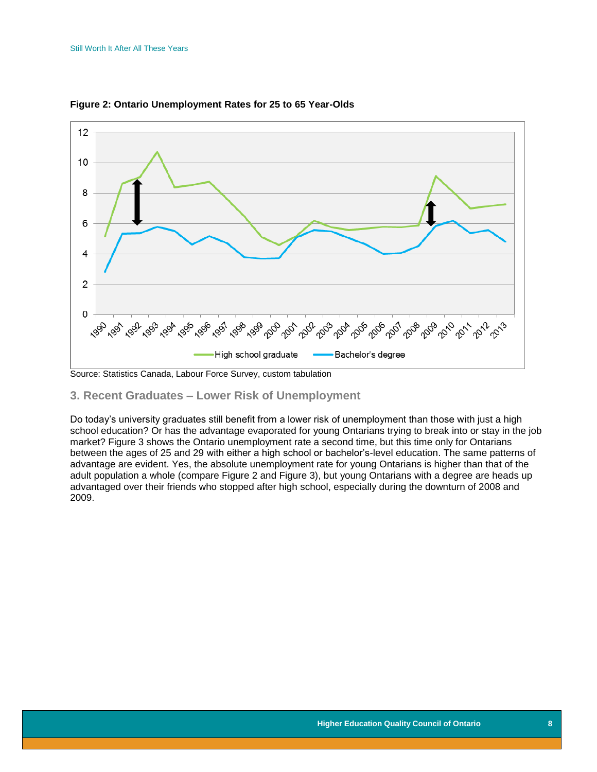**Figure 2: Ontario Unemployment Rates for 25 to 65 Year-Olds**

Source: Statistics Canada, Labour Force Survey, custom tabulation

### 3. Recent Graduates – Lower Risk of Unemployment

Do today's university graduates still benefit from a lower risk of unemployment than those with just a high school education? Or has the advantage evaporated for young Ontarians trying to break into or stay in the job market? Figure 3 shows the Ontario unemployment rate a second time, but this time only for Ontarians between the ages of 25 and 29 with either a high school or bachelor's-level education. The same patterns of advantage are evident. Yes, the absolute unemployment rate for young Ontarians is higher than that of the adult population a whole (compare Figure 2 and Figure 3), but young Ontarians with a degree are heads up advantaged over their friends who stopped after high school, especially during the downturn of 2008 and 2009.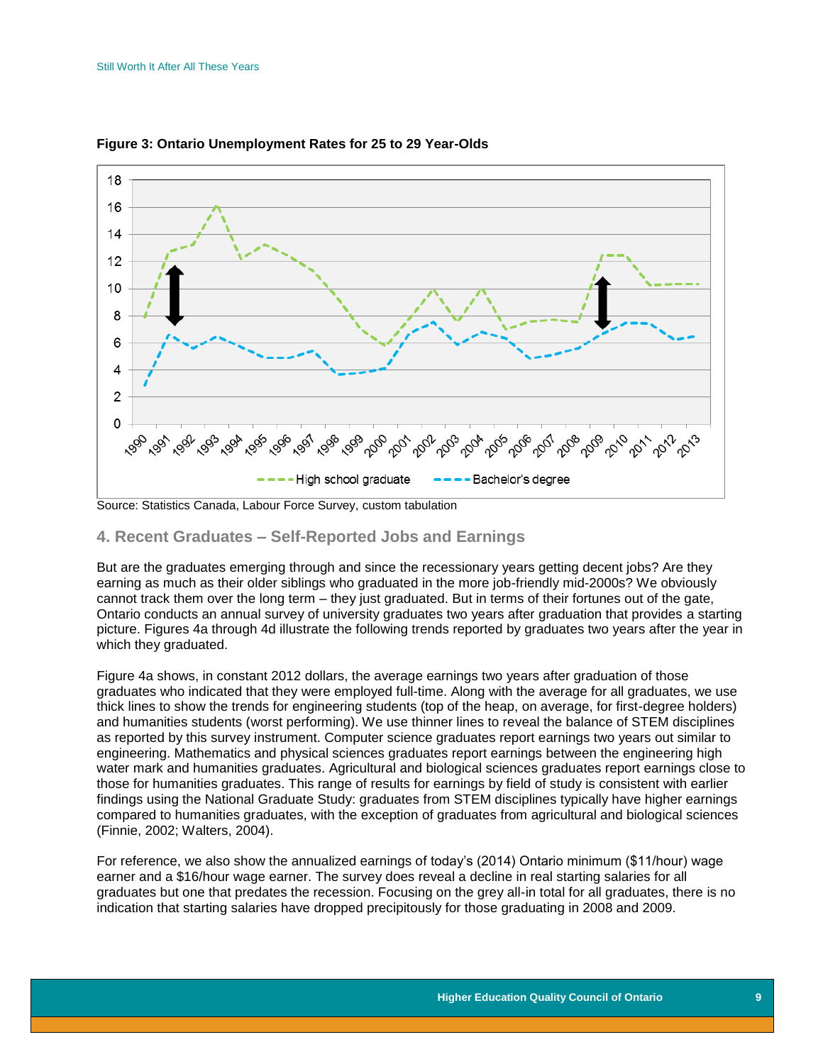**Figure 3: Ontario Unemployment Rates for 25 to 29 Year-Olds**

Source: Statistics Canada, Labour Force Survey, custom tabulation

## 4. Recent Graduates – Self-Reported Jobs and Earnings

But are the graduates emerging through and since the recessionary years getting decent jobs? Are they earning as much as their older siblings who graduated in the more job-friendly mid-2000s? We obviously cannot track them over the long term – they just graduated. But in terms of their fortunes out of the gate, Ontario conducts an annual survey of university graduates two years after graduation that provides a starting picture. Figures 4a through 4d illustrate the following trends reported by graduates two years after the year in which they graduated.

Figure 4a shows, in constant 2012 dollars, the average earnings two years after graduation of those graduates who indicated that they were employed full-time. Along with the average for all graduates, we use thick lines to show the trends for engineering students (top of the heap, on average, for first-degree holders) and humanities students (worst performing). We use thinner lines to reveal the balance of STEM disciplines as reported by this survey instrument. Computer science graduates report earnings two years out similar to engineering. Mathematics and physical sciences graduates report earnings between the engineering high water mark and humanities graduates. Agricultural and biological sciences graduates report earnings close to those for humanities graduates. This range of results for earnings by field of study is consistent with earlier findings using the National Graduate Study: graduates from STEM disciplines typically have higher earnings compared to humanities graduates, with the exception of graduates from agricultural and biological sciences (Finnie, 2002; Walters, 2004).

For reference, we also show the annualized earnings of today's (2014) Ontario minimum ($11/hour) wage earner and a $16/hour wage earner. The survey does reveal a decline in real starting salaries for all graduates but one that predates the recession. Focusing on the grey all-in total for all graduates, there is no indication that starting salaries have dropped precipitously for those graduating in 2008 and 2009.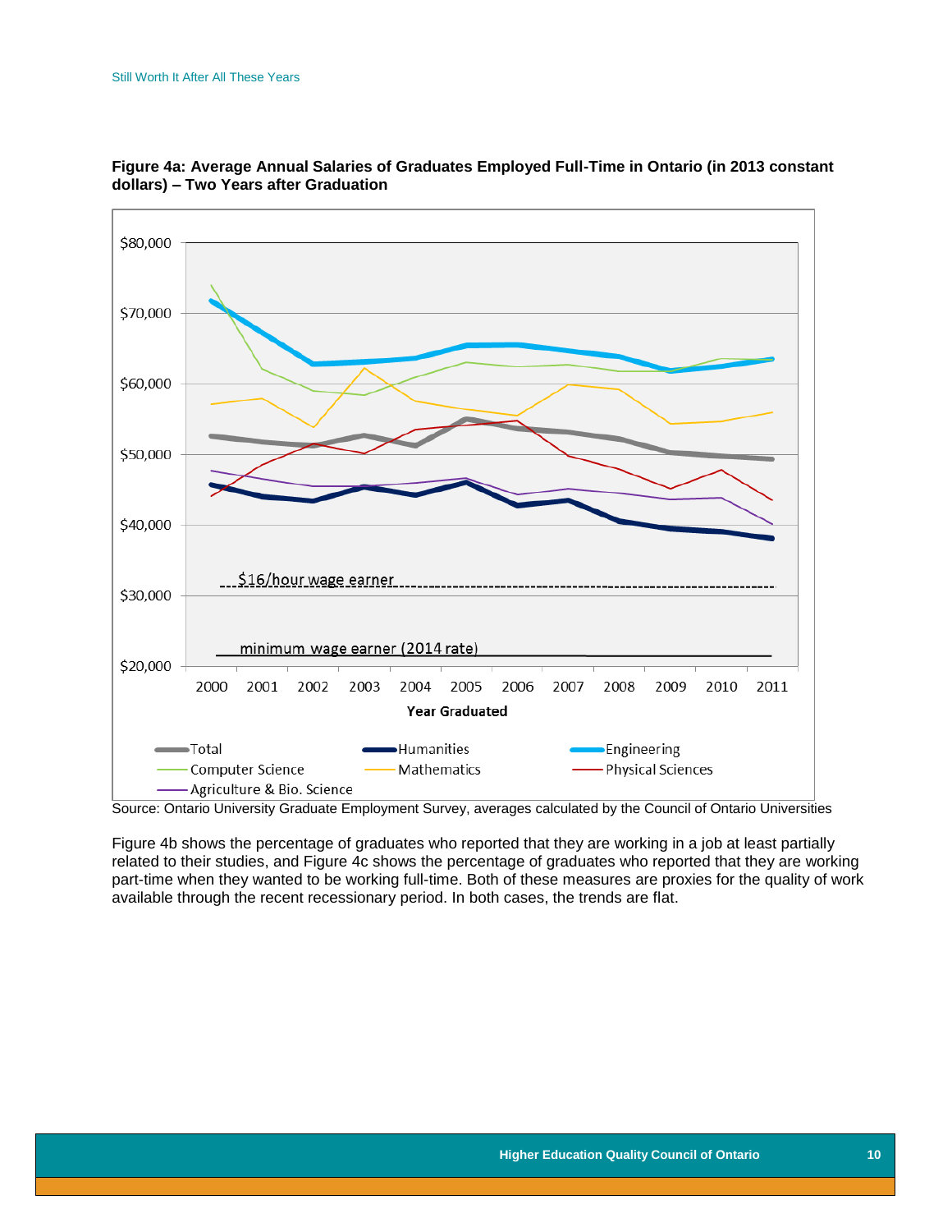**Figure 4a: Average Annual Salaries of Graduates Employed Full-Time in Ontario (in 2013 constant dollars) – Two Years after Graduation**

Source: Ontario University Graduate Employment Survey, averages calculated by the Council of Ontario Universities

Figure 4b shows the percentage of graduates who reported that they are working in a job at least partially related to their studies, and Figure 4c shows the percentage of graduates who reported that they are working part-time when they wanted to be working full-time. Both of these measures are proxies for the quality of work available through the recent recessionary period. In both cases, the trends are flat.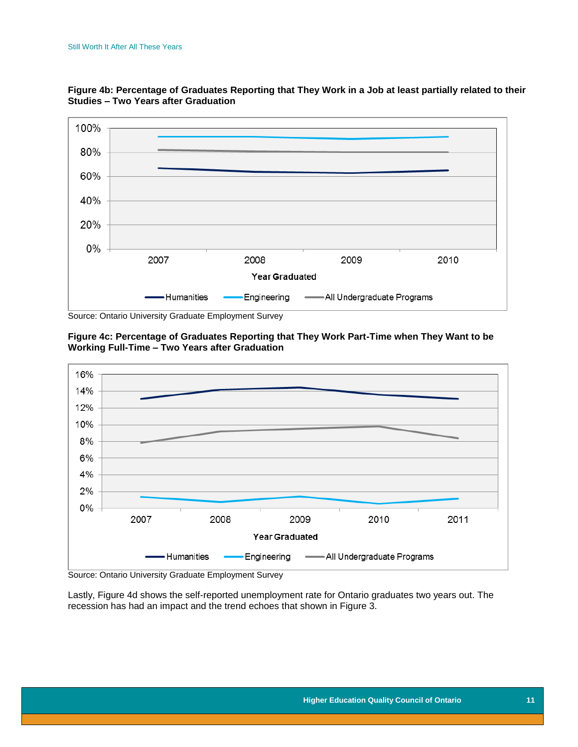**Figure 4b: Percentage of Graduates Reporting that They Work in a Job at least partially related to their Studies – Two Years after Graduation**

Source: Ontario University Graduate Employment Survey

**Figure 4c: Percentage of Graduates Reporting that They Work Part-Time when They Want to be Working Full-Time – Two Years after Graduation**

Source: Ontario University Graduate Employment Survey

Lastly, Figure 4d shows the self-reported unemployment rate for Ontario graduates two years out. The recession has had an impact and the trend echoes that shown in Figure 3.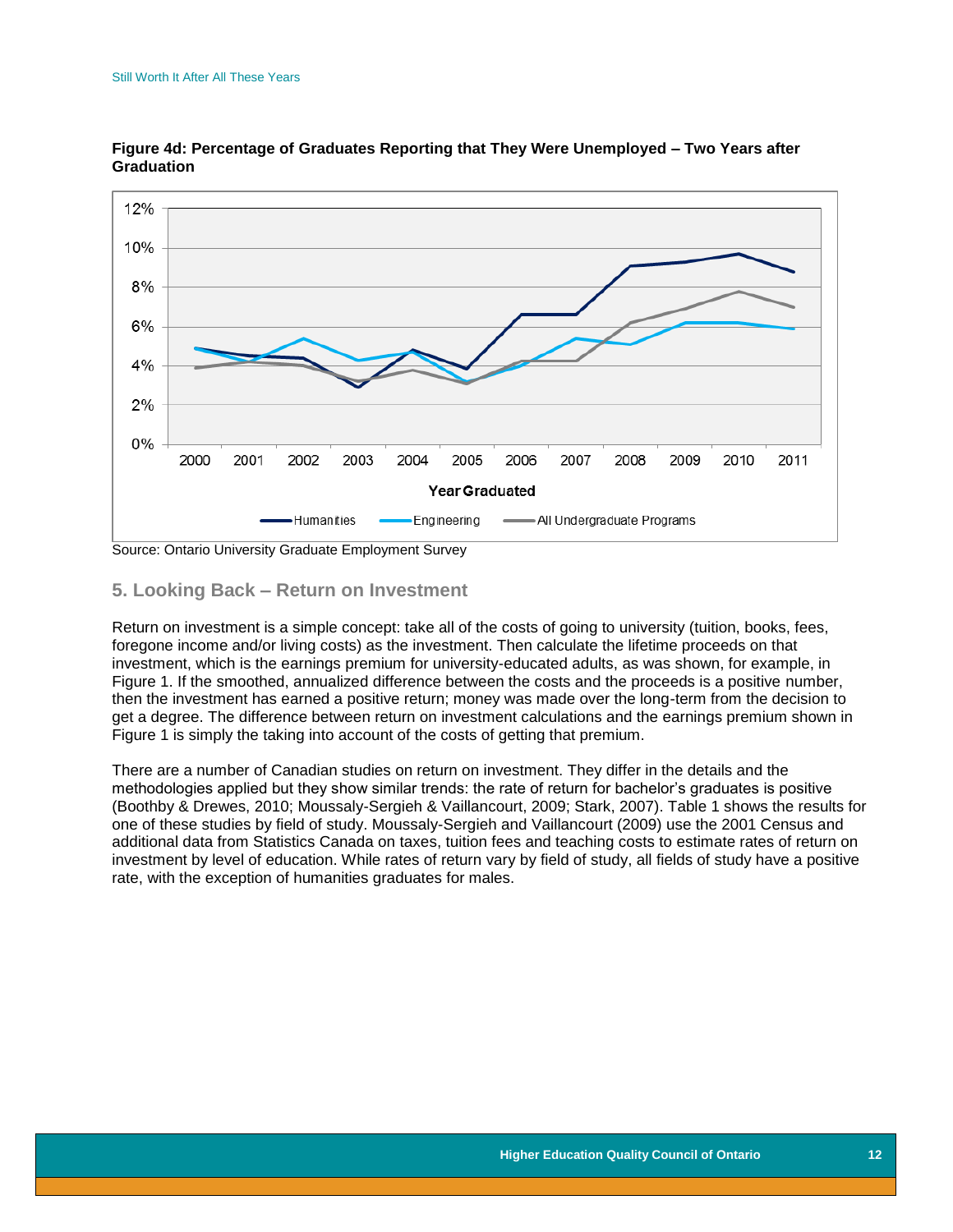**Figure 4d: Percentage of Graduates Reporting that They Were Unemployed – Two Years after Graduation**

Source: Ontario University Graduate Employment Survey

## 5. Looking Back – Return on Investment

Return on investment is a simple concept: take all of the costs of going to university (tuition, books, fees, foregone income and/or living costs) as the investment. Then calculate the lifetime proceeds on that investment, which is the earnings premium for university-educated adults, as was shown, for example, in Figure 1. If the smoothed, annualized difference between the costs and the proceeds is a positive number, then the investment has earned a positive return; money was made over the long-term from the decision to get a degree. The difference between return on investment calculations and the earnings premium shown in Figure 1 is simply the taking into account of the costs of getting that premium.

There are a number of Canadian studies on return on investment. They differ in the details and the methodologies applied but they show similar trends: the rate of return for bachelor's graduates is positive (Boothby & Drewes, 2010; Moussaly-Sergieh & Vaillancourt, 2009; Stark, 2007). Table 1 shows the results for one of these studies by field of study. Moussaly-Sergieh and Vaillancourt (2009) use the 2001 Census and additional data from Statistics Canada on taxes, tuition fees and teaching costs to estimate rates of return on investment by level of education. While rates of return vary by field of study, all fields of study have a positive rate, with the exception of humanities graduates for males.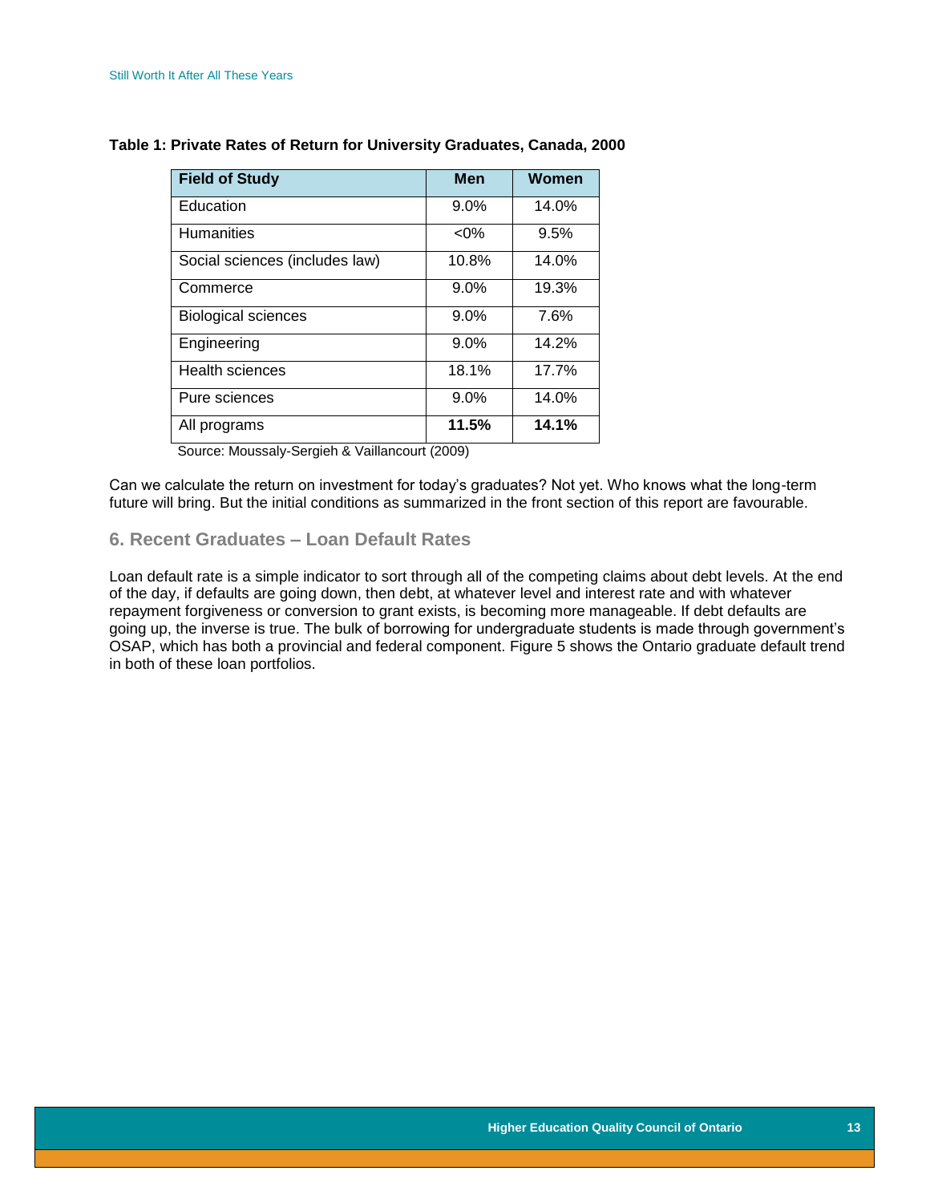**Table 1: Private Rates of Return for University Graduates, Canada, 2000**

| Field of Study | Men | Women |
|---|---|---|
| Education | 9.0% | 14.0% |
| Humanities | <0% | 9.5% |
| Social sciences (includes law) | 10.8% | 14.0% |
| Commerce | 9.0% | 19.3% |
| Biological sciences | 9.0% | 7.6% |
| Engineering | 9.0% | 14.2% |
| Health sciences | 18.1% | 17.7% |
| Pure sciences | 9.0% | 14.0% |
| All programs | **11.5%** | **14.1%** |

Source: Moussaly-Sergieh & Vaillancourt (2009)

Can we calculate the return on investment for today's graduates? Not yet. Who knows what the long-term future will bring. But the initial conditions as summarized in the front section of this report are favourable.

## 6. Recent Graduates – Loan Default Rates

Loan default rate is a simple indicator to sort through all of the competing claims about debt levels. At the end of the day, if defaults are going down, then debt, at whatever level and interest rate and with whatever repayment forgiveness or conversion to grant exists, is becoming more manageable. If debt defaults are going up, the inverse is true. The bulk of borrowing for undergraduate students is made through government's OSAP, which has both a provincial and federal component. Figure 5 shows the Ontario graduate default trend in both of these loan portfolios.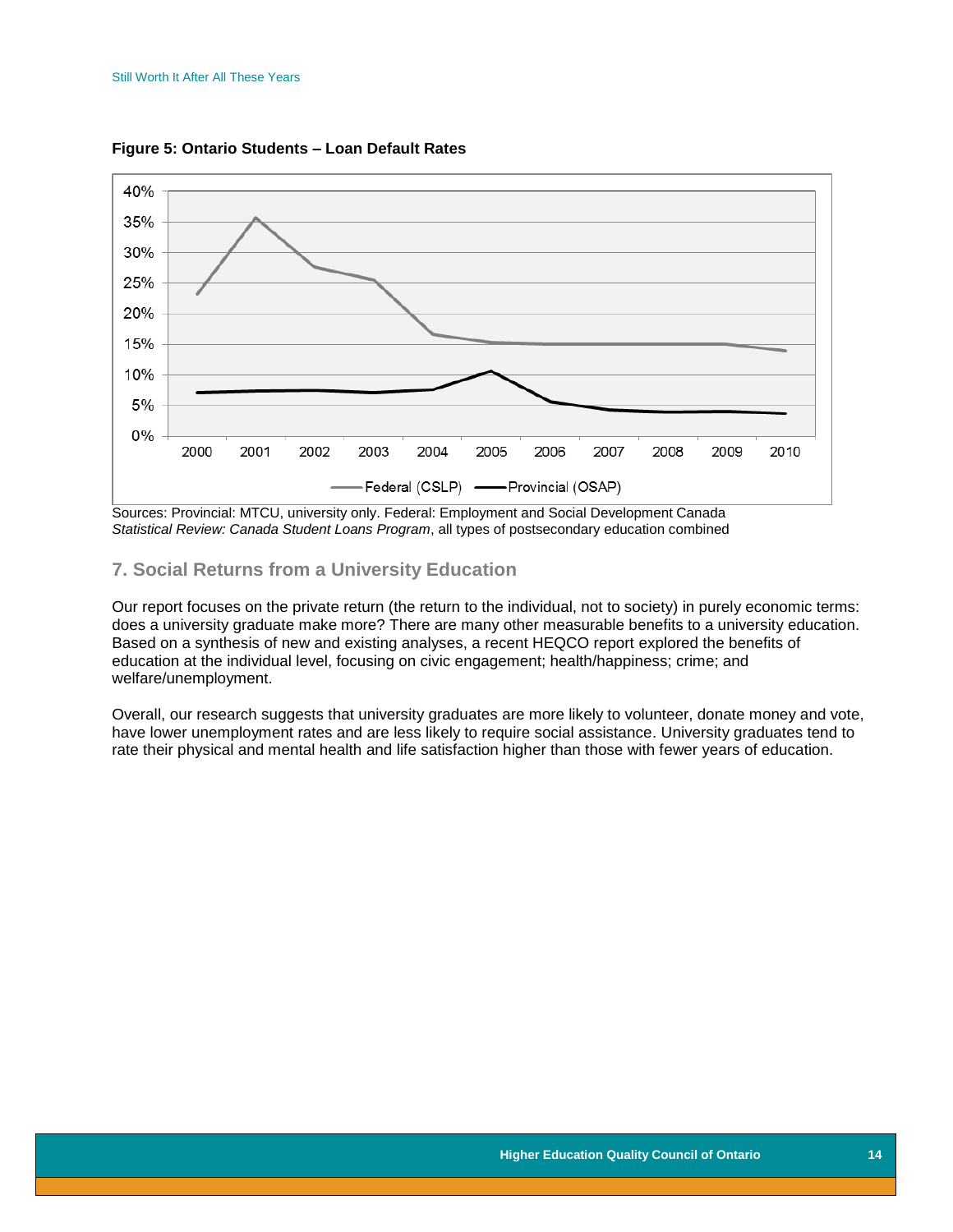**Figure 5: Ontario Students – Loan Default Rates**

Sources: Provincial: MTCU, university only. Federal: Employment and Social Development Canada *Statistical Review: Canada Student Loans Program*, all types of postsecondary education combined

## 7. Social Returns from a University Education

Our report focuses on the private return (the return to the individual, not to society) in purely economic terms: does a university graduate make more? There are many other measurable benefits to a university education. Based on a synthesis of new and existing analyses, a recent HEQCO report explored the benefits of education at the individual level, focusing on civic engagement; health/happiness; crime; and welfare/unemployment.

Overall, our research suggests that university graduates are more likely to volunteer, donate money and vote, have lower unemployment rates and are less likely to require social assistance. University graduates tend to rate their physical and mental health and life satisfaction higher than those with fewer years of education.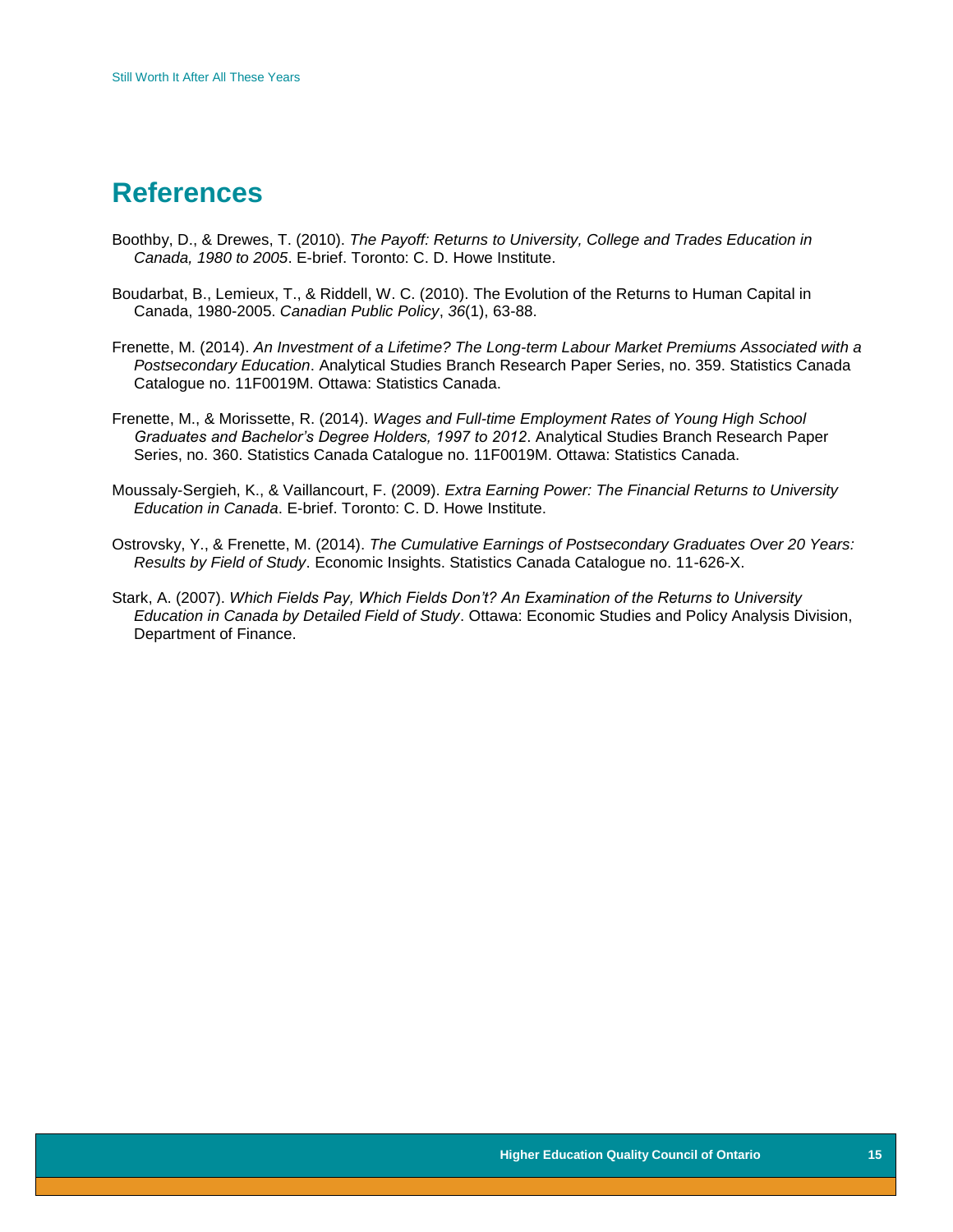# References

Boothby, D., & Drewes, T. (2010). *The Payoff: Returns to University, College and Trades Education in Canada, 1980 to 2005*. E-brief. Toronto: C. D. Howe Institute.

Boudarbat, B., Lemieux, T., & Riddell, W. C. (2010). The Evolution of the Returns to Human Capital in Canada, 1980-2005. *Canadian Public Policy*, *36*(1), 63-88.

Frenette, M. (2014). *An Investment of a Lifetime? The Long-term Labour Market Premiums Associated with a Postsecondary Education*. Analytical Studies Branch Research Paper Series, no. 359. Statistics Canada Catalogue no. 11F0019M. Ottawa: Statistics Canada.

Frenette, M., & Morissette, R. (2014). *Wages and Full-time Employment Rates of Young High School Graduates and Bachelor's Degree Holders, 1997 to 2012*. Analytical Studies Branch Research Paper Series, no. 360. Statistics Canada Catalogue no. 11F0019M. Ottawa: Statistics Canada.

Moussaly-Sergieh, K., & Vaillancourt, F. (2009). *Extra Earning Power: The Financial Returns to University Education in Canada*. E-brief. Toronto: C. D. Howe Institute.

Ostrovsky, Y., & Frenette, M. (2014). *The Cumulative Earnings of Postsecondary Graduates Over 20 Years: Results by Field of Study*. Economic Insights. Statistics Canada Catalogue no. 11-626-X.

Stark, A. (2007). *Which Fields Pay, Which Fields Don't? An Examination of the Returns to University Education in Canada by Detailed Field of Study*. Ottawa: Economic Studies and Policy Analysis Division, Department of Finance.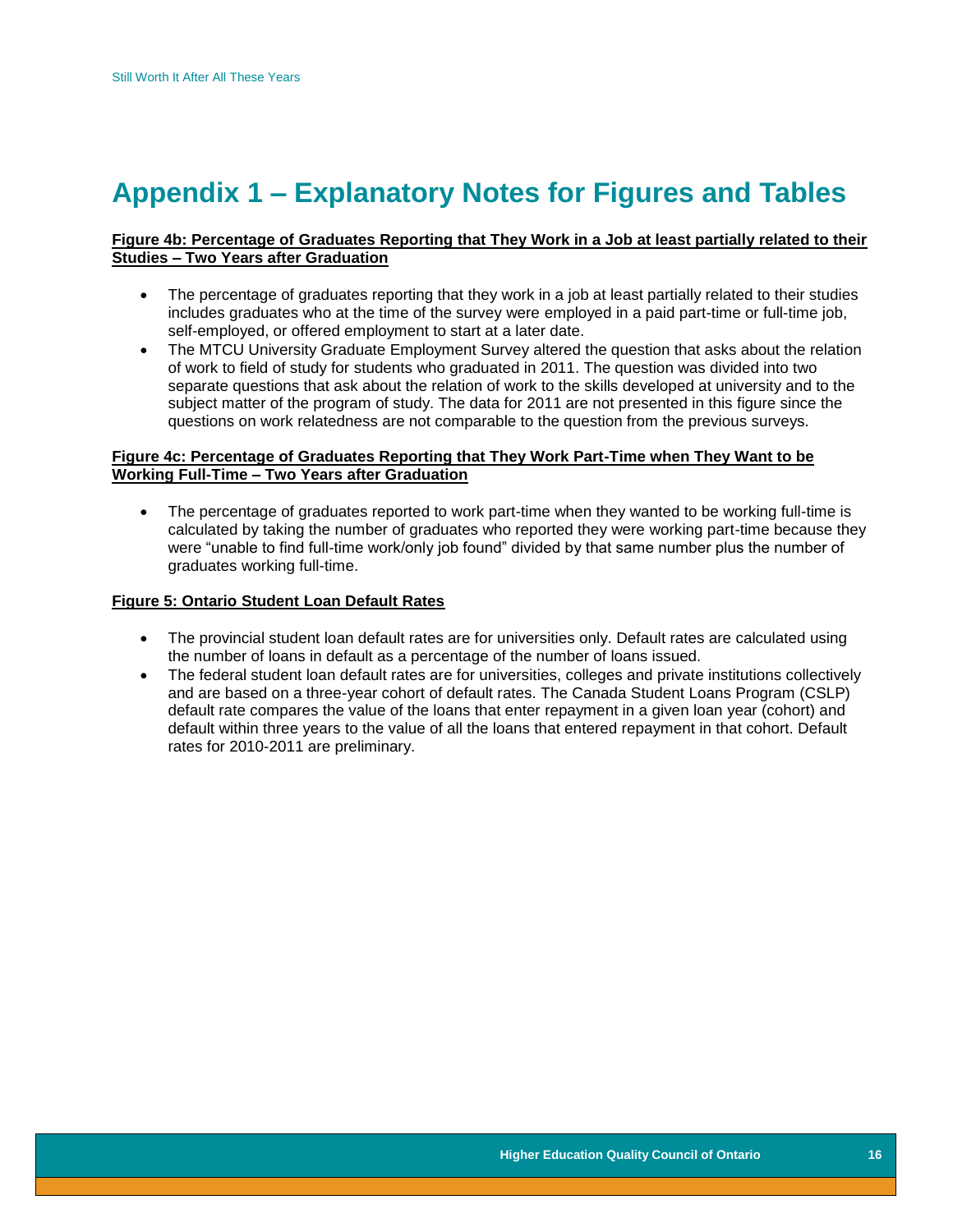# Appendix 1 – Explanatory Notes for Figures and Tables

**Figure 4b: Percentage of Graduates Reporting that They Work in a Job at least partially related to their Studies – Two Years after Graduation**

- The percentage of graduates reporting that they work in a job at least partially related to their studies includes graduates who at the time of the survey were employed in a paid part-time or full-time job, self-employed, or offered employment to start at a later date.
- The MTCU University Graduate Employment Survey altered the question that asks about the relation of work to field of study for students who graduated in 2011. The question was divided into two separate questions that ask about the relation of work to the skills developed at university and to the subject matter of the program of study. The data for 2011 are not presented in this figure since the questions on work relatedness are not comparable to the question from the previous surveys.

**Figure 4c: Percentage of Graduates Reporting that They Work Part-Time when They Want to be Working Full-Time – Two Years after Graduation**

- The percentage of graduates reported to work part-time when they wanted to be working full-time is calculated by taking the number of graduates who reported they were working part-time because they were "unable to find full-time work/only job found" divided by that same number plus the number of graduates working full-time.

**Figure 5: Ontario Student Loan Default Rates**

- The provincial student loan default rates are for universities only. Default rates are calculated using the number of loans in default as a percentage of the number of loans issued.
- The federal student loan default rates are for universities, colleges and private institutions collectively and are based on a three-year cohort of default rates. The Canada Student Loans Program (CSLP) default rate compares the value of the loans that enter repayment in a given loan year (cohort) and default within three years to the value of all the loans that entered repayment in that cohort. Default rates for 2010-2011 are preliminary.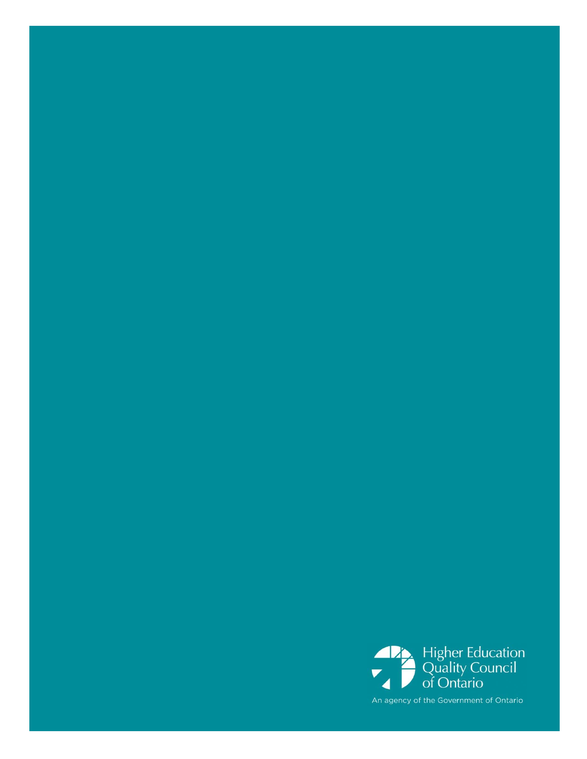Higher Education Quality Council of Ontario

An agency of the Government of Ontario